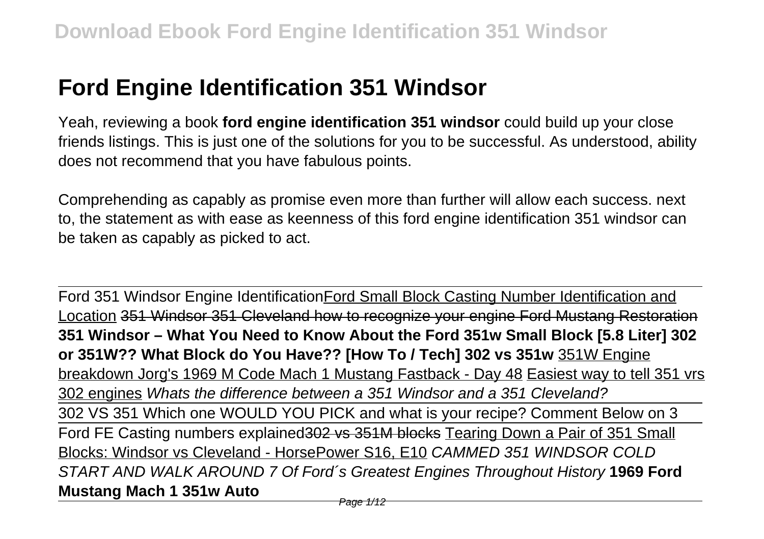# Ford Engine Identification 351 Windsor

Yeah, reviewing a book **ford engine identification 351 windsor** could build up your close friends listings. This is just one of the solutions for you to be successful. As understood, ability does not recommend that you have fabulous points.

Comprehending as capably as promise even more than further will allow each success. next to, the statement as with ease as keenness of this ford engine identification 351 windsor can be taken as capably as picked to act.

---

Ford 351 Windsor Engine Identification Ford Small Block Casting Number Identification and Location ~~351 Windsor 351 Cleveland how to recognize your engine Ford Mustang Restoration~~ **351 Windsor – What You Need to Know About the Ford 351w Small Block [5.8 Liter] 302 or 351W?? What Block do You Have?? [How To / Tech] 302 vs 351w** 351W Engine breakdown Jorg's 1969 M Code Mach 1 Mustang Fastback - Day 48 Easiest way to tell 351 vrs 302 engines *Whats the difference between a 351 Windsor and a 351 Cleveland?*

---

302 VS 351 Which one WOULD YOU PICK and what is your recipe? Comment Below on 3

---

Ford FE Casting numbers explained ~~302 vs 351M blocks~~ Tearing Down a Pair of 351 Small Blocks: Windsor vs Cleveland - HorsePower S16, E10 *CAMMED 351 WINDSOR COLD START AND WALK AROUND 7 Of Ford´s Greatest Engines Throughout History* **1969 Ford Mustang Mach 1 351w Auto**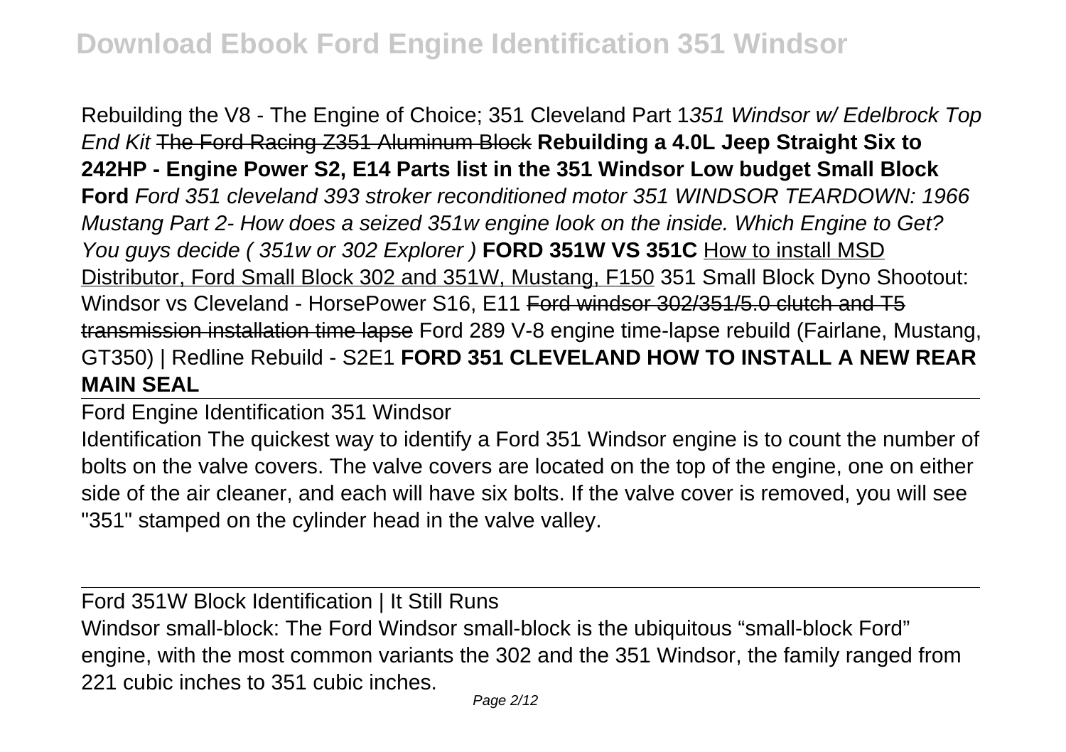Rebuilding the V8 - The Engine of Choice; 351 Cleveland Part 1*351 Windsor w/ Edelbrock Top End Kit* ~~The Ford Racing Z351 Aluminum Block~~ **Rebuilding a 4.0L Jeep Straight Six to 242HP - Engine Power S2, E14 Parts list in the 351 Windsor Low budget Small Block Ford** *Ford 351 cleveland 393 stroker reconditioned motor 351 WINDSOR TEARDOWN: 1966 Mustang Part 2- How does a seized 351w engine look on the inside. Which Engine to Get? You guys decide ( 351w or 302 Explorer )* **FORD 351W VS 351C** How to install MSD Distributor, Ford Small Block 302 and 351W, Mustang, F150 351 Small Block Dyno Shootout: Windsor vs Cleveland - HorsePower S16, E11 ~~Ford windsor 302/351/5.0 clutch and T5 transmission installation time lapse~~ Ford 289 V-8 engine time-lapse rebuild (Fairlane, Mustang, GT350) | Redline Rebuild - S2E1 **FORD 351 CLEVELAND HOW TO INSTALL A NEW REAR MAIN SEAL**

Ford Engine Identification 351 Windsor

Identification The quickest way to identify a Ford 351 Windsor engine is to count the number of bolts on the valve covers. The valve covers are located on the top of the engine, one on either side of the air cleaner, and each will have six bolts. If the valve cover is removed, you will see "351" stamped on the cylinder head in the valve valley.

Ford 351W Block Identification | It Still Runs

Windsor small-block: The Ford Windsor small-block is the ubiquitous “small-block Ford” engine, with the most common variants the 302 and the 351 Windsor, the family ranged from 221 cubic inches to 351 cubic inches.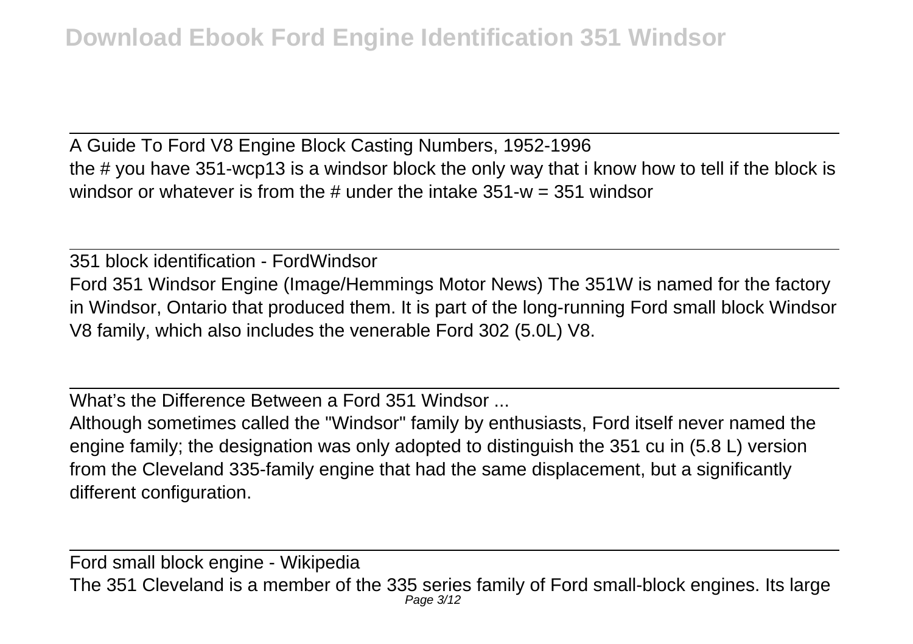A Guide To Ford V8 Engine Block Casting Numbers, 1952-1996

the # you have 351-wcp13 is a windsor block the only way that i know how to tell if the block is windsor or whatever is from the # under the intake 351-w = 351 windsor

351 block identification - FordWindsor

Ford 351 Windsor Engine (Image/Hemmings Motor News) The 351W is named for the factory in Windsor, Ontario that produced them. It is part of the long-running Ford small block Windsor V8 family, which also includes the venerable Ford 302 (5.0L) V8.

What's the Difference Between a Ford 351 Windsor ...

Although sometimes called the "Windsor" family by enthusiasts, Ford itself never named the engine family; the designation was only adopted to distinguish the 351 cu in (5.8 L) version from the Cleveland 335-family engine that had the same displacement, but a significantly different configuration.

Ford small block engine - Wikipedia

The 351 Cleveland is a member of the 335 series family of Ford small-block engines. Its large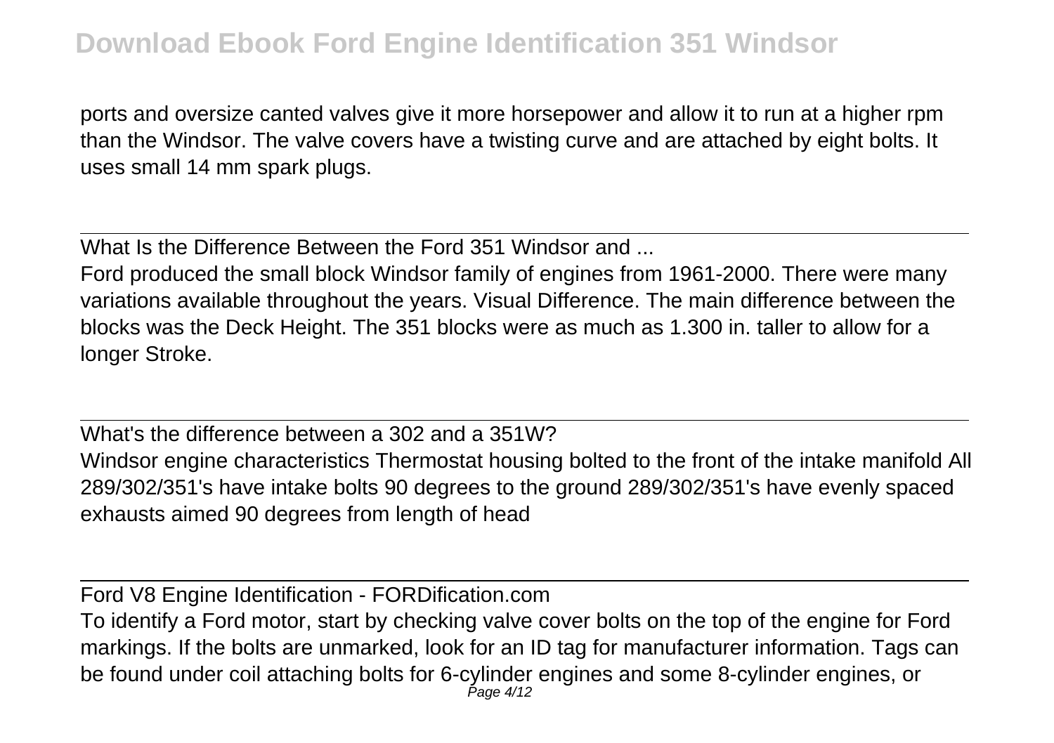ports and oversize canted valves give it more horsepower and allow it to run at a higher rpm than the Windsor. The valve covers have a twisting curve and are attached by eight bolts. It uses small 14 mm spark plugs.

What Is the Difference Between the Ford 351 Windsor and ...

Ford produced the small block Windsor family of engines from 1961-2000. There were many variations available throughout the years. Visual Difference. The main difference between the blocks was the Deck Height. The 351 blocks were as much as 1.300 in. taller to allow for a longer Stroke.

What's the difference between a 302 and a 351W?

Windsor engine characteristics Thermostat housing bolted to the front of the intake manifold All 289/302/351's have intake bolts 90 degrees to the ground 289/302/351's have evenly spaced exhausts aimed 90 degrees from length of head

Ford V8 Engine Identification - FORDification.com

To identify a Ford motor, start by checking valve cover bolts on the top of the engine for Ford markings. If the bolts are unmarked, look for an ID tag for manufacturer information. Tags can be found under coil attaching bolts for 6-cylinder engines and some 8-cylinder engines, or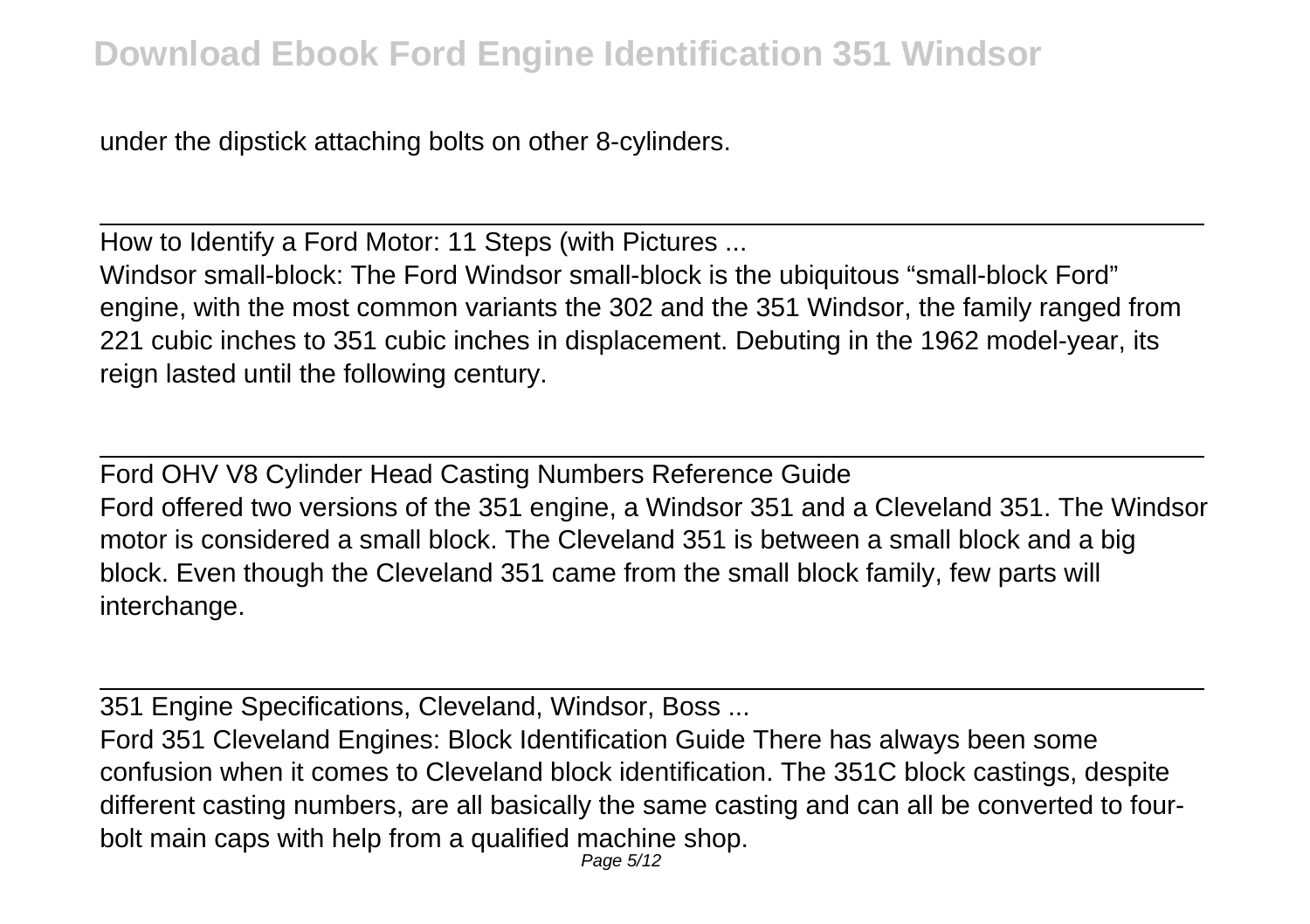under the dipstick attaching bolts on other 8-cylinders.

How to Identify a Ford Motor: 11 Steps (with Pictures ...

Windsor small-block: The Ford Windsor small-block is the ubiquitous "small-block Ford" engine, with the most common variants the 302 and the 351 Windsor, the family ranged from 221 cubic inches to 351 cubic inches in displacement. Debuting in the 1962 model-year, its reign lasted until the following century.

Ford OHV V8 Cylinder Head Casting Numbers Reference Guide

Ford offered two versions of the 351 engine, a Windsor 351 and a Cleveland 351. The Windsor motor is considered a small block. The Cleveland 351 is between a small block and a big block. Even though the Cleveland 351 came from the small block family, few parts will interchange.

351 Engine Specifications, Cleveland, Windsor, Boss ...

Ford 351 Cleveland Engines: Block Identification Guide There has always been some confusion when it comes to Cleveland block identification. The 351C block castings, despite different casting numbers, are all basically the same casting and can all be converted to four-bolt main caps with help from a qualified machine shop.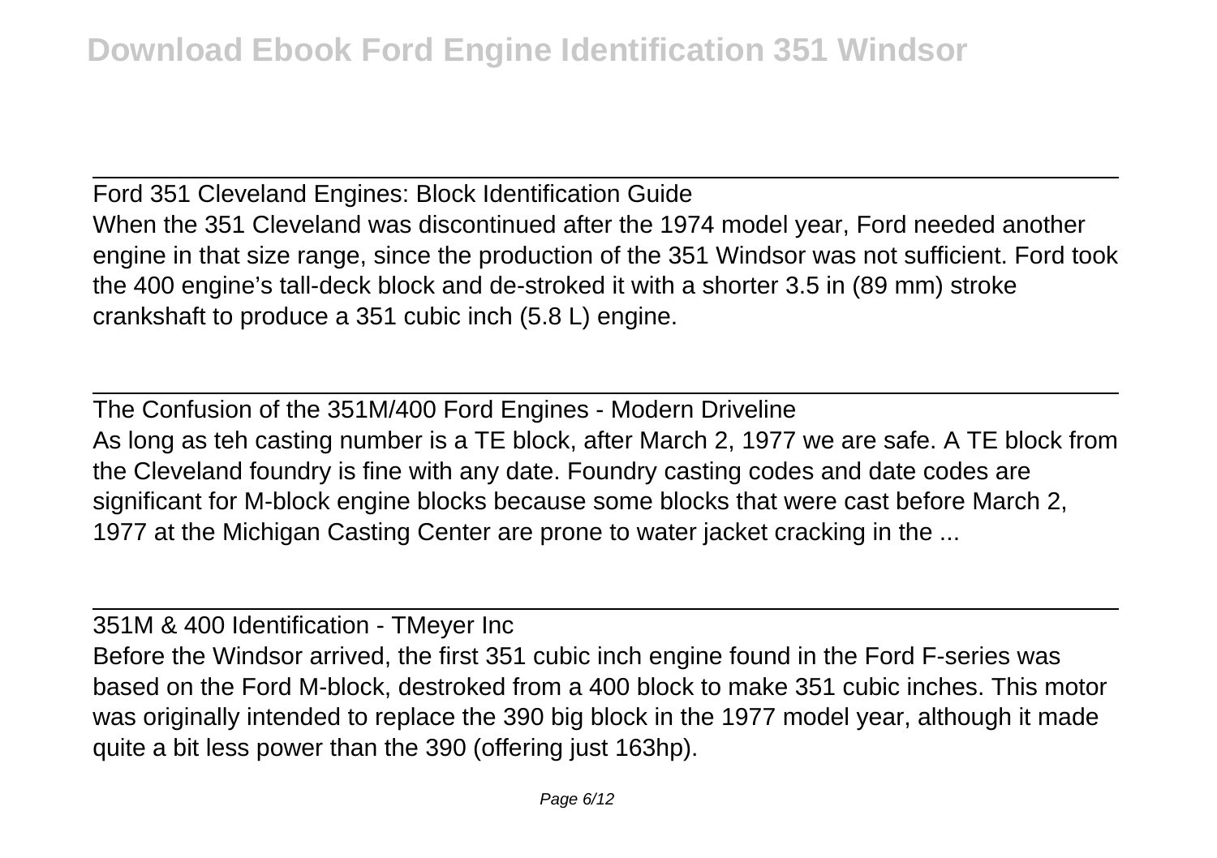Ford 351 Cleveland Engines: Block Identification Guide

When the 351 Cleveland was discontinued after the 1974 model year, Ford needed another engine in that size range, since the production of the 351 Windsor was not sufficient. Ford took the 400 engine's tall-deck block and de-stroked it with a shorter 3.5 in (89 mm) stroke crankshaft to produce a 351 cubic inch (5.8 L) engine.

The Confusion of the 351M/400 Ford Engines - Modern Driveline

As long as teh casting number is a TE block, after March 2, 1977 we are safe. A TE block from the Cleveland foundry is fine with any date. Foundry casting codes and date codes are significant for M-block engine blocks because some blocks that were cast before March 2, 1977 at the Michigan Casting Center are prone to water jacket cracking in the ...

351M & 400 Identification - TMeyer Inc

Before the Windsor arrived, the first 351 cubic inch engine found in the Ford F-series was based on the Ford M-block, destroked from a 400 block to make 351 cubic inches. This motor was originally intended to replace the 390 big block in the 1977 model year, although it made quite a bit less power than the 390 (offering just 163hp).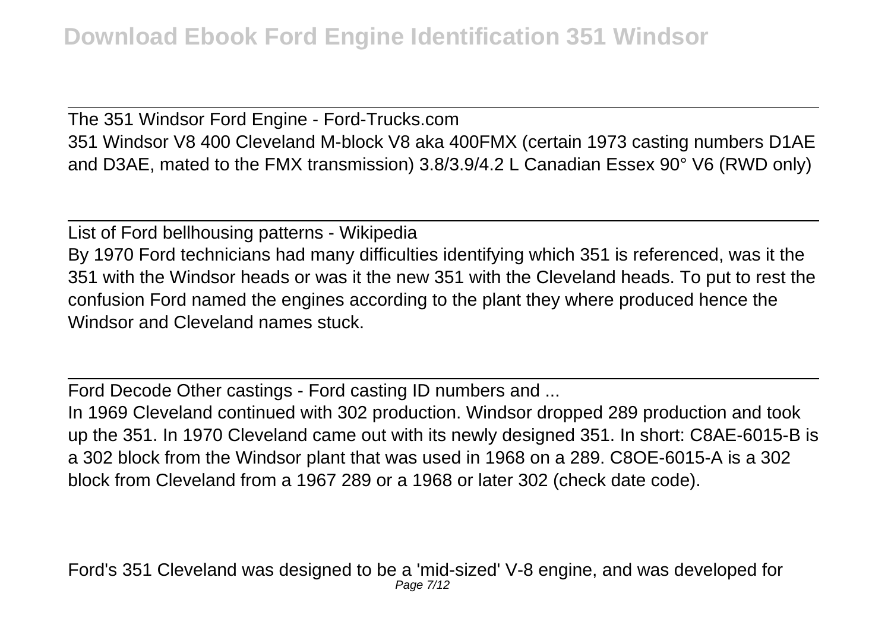The 351 Windsor Ford Engine - Ford-Trucks.com

351 Windsor V8 400 Cleveland M-block V8 aka 400FMX (certain 1973 casting numbers D1AE and D3AE, mated to the FMX transmission) 3.8/3.9/4.2 L Canadian Essex 90° V6 (RWD only)

---

List of Ford bellhousing patterns - Wikipedia

By 1970 Ford technicians had many difficulties identifying which 351 is referenced, was it the 351 with the Windsor heads or was it the new 351 with the Cleveland heads. To put to rest the confusion Ford named the engines according to the plant they where produced hence the Windsor and Cleveland names stuck.

---

Ford Decode Other castings - Ford casting ID numbers and ...

In 1969 Cleveland continued with 302 production. Windsor dropped 289 production and took up the 351. In 1970 Cleveland came out with its newly designed 351. In short: C8AE-6015-B is a 302 block from the Windsor plant that was used in 1968 on a 289. C8OE-6015-A is a 302 block from Cleveland from a 1967 289 or a 1968 or later 302 (check date code).

Ford's 351 Cleveland was designed to be a 'mid-sized' V-8 engine, and was developed for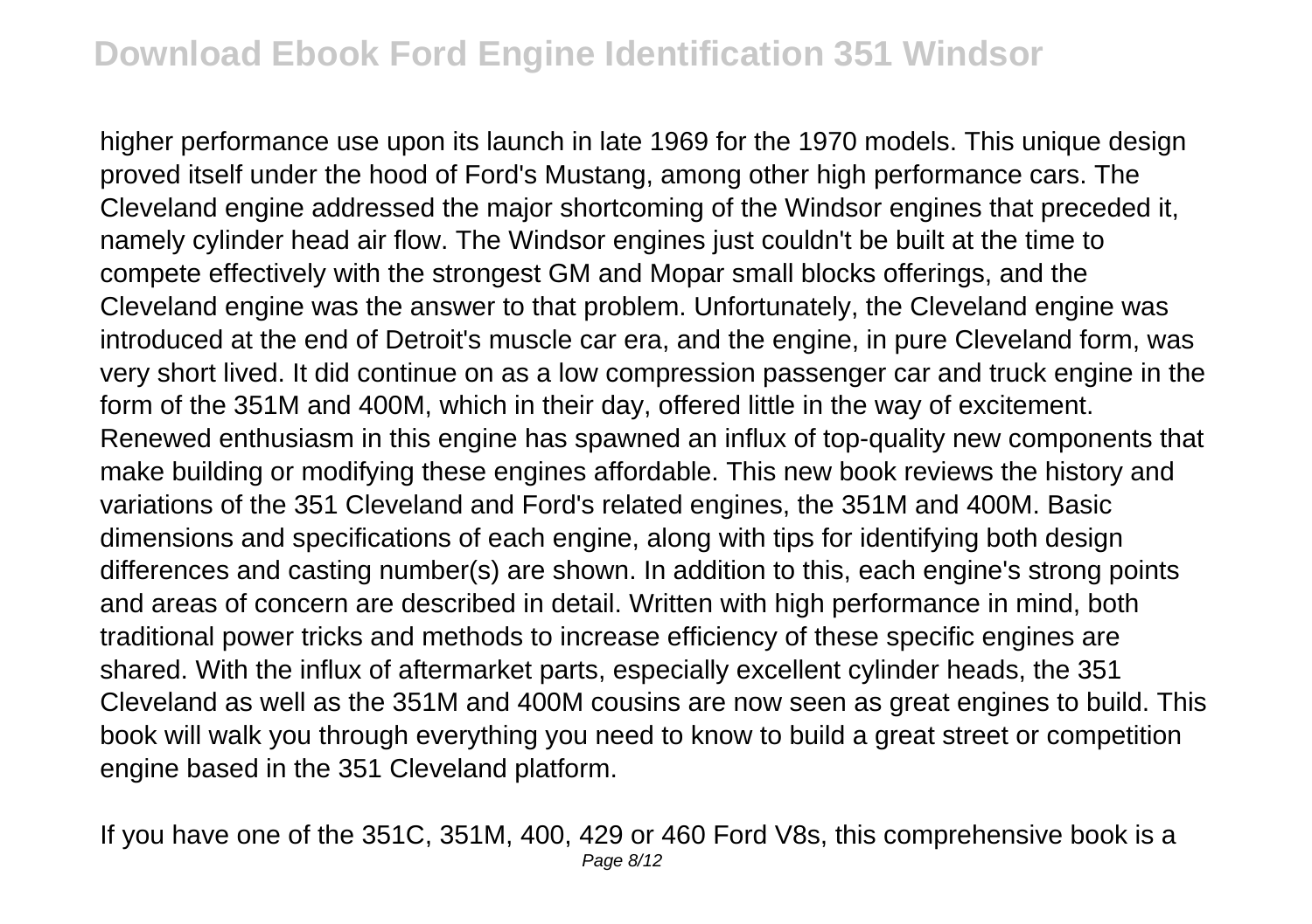higher performance use upon its launch in late 1969 for the 1970 models. This unique design proved itself under the hood of Ford's Mustang, among other high performance cars. The Cleveland engine addressed the major shortcoming of the Windsor engines that preceded it, namely cylinder head air flow. The Windsor engines just couldn't be built at the time to compete effectively with the strongest GM and Mopar small blocks offerings, and the Cleveland engine was the answer to that problem. Unfortunately, the Cleveland engine was introduced at the end of Detroit's muscle car era, and the engine, in pure Cleveland form, was very short lived. It did continue on as a low compression passenger car and truck engine in the form of the 351M and 400M, which in their day, offered little in the way of excitement. Renewed enthusiasm in this engine has spawned an influx of top-quality new components that make building or modifying these engines affordable. This new book reviews the history and variations of the 351 Cleveland and Ford's related engines, the 351M and 400M. Basic dimensions and specifications of each engine, along with tips for identifying both design differences and casting number(s) are shown. In addition to this, each engine's strong points and areas of concern are described in detail. Written with high performance in mind, both traditional power tricks and methods to increase efficiency of these specific engines are shared. With the influx of aftermarket parts, especially excellent cylinder heads, the 351 Cleveland as well as the 351M and 400M cousins are now seen as great engines to build. This book will walk you through everything you need to know to build a great street or competition engine based in the 351 Cleveland platform.

If you have one of the 351C, 351M, 400, 429 or 460 Ford V8s, this comprehensive book is a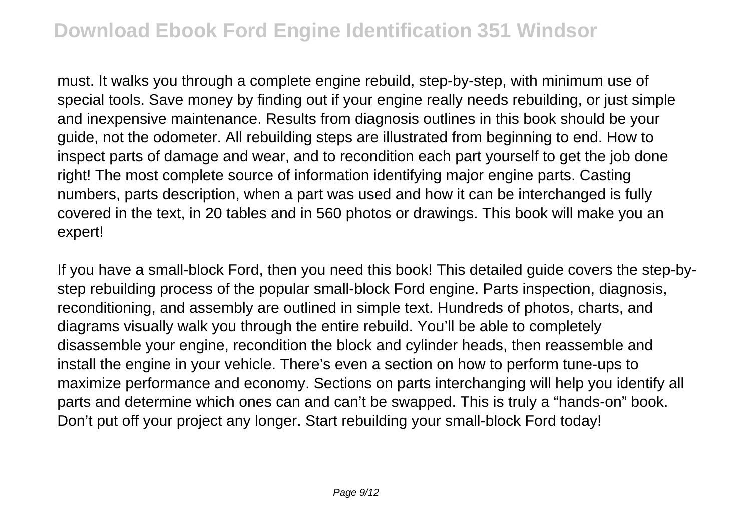must. It walks you through a complete engine rebuild, step-by-step, with minimum use of special tools. Save money by finding out if your engine really needs rebuilding, or just simple and inexpensive maintenance. Results from diagnosis outlines in this book should be your guide, not the odometer. All rebuilding steps are illustrated from beginning to end. How to inspect parts of damage and wear, and to recondition each part yourself to get the job done right! The most complete source of information identifying major engine parts. Casting numbers, parts description, when a part was used and how it can be interchanged is fully covered in the text, in 20 tables and in 560 photos or drawings. This book will make you an expert!

If you have a small-block Ford, then you need this book! This detailed guide covers the step-by-step rebuilding process of the popular small-block Ford engine. Parts inspection, diagnosis, reconditioning, and assembly are outlined in simple text. Hundreds of photos, charts, and diagrams visually walk you through the entire rebuild. You'll be able to completely disassemble your engine, recondition the block and cylinder heads, then reassemble and install the engine in your vehicle. There's even a section on how to perform tune-ups to maximize performance and economy. Sections on parts interchanging will help you identify all parts and determine which ones can and can't be swapped. This is truly a "hands-on" book. Don't put off your project any longer. Start rebuilding your small-block Ford today!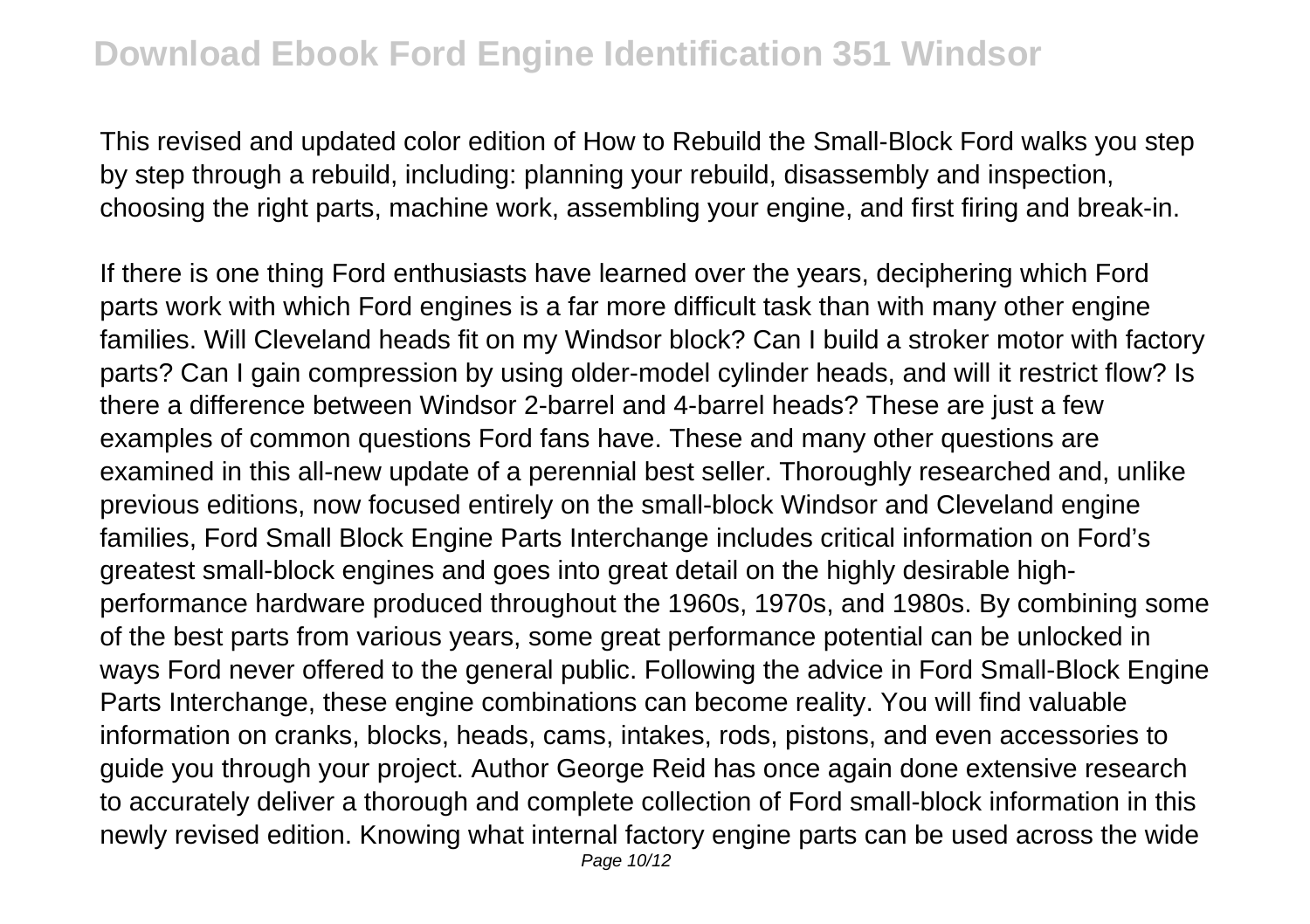This revised and updated color edition of How to Rebuild the Small-Block Ford walks you step by step through a rebuild, including: planning your rebuild, disassembly and inspection, choosing the right parts, machine work, assembling your engine, and first firing and break-in.

If there is one thing Ford enthusiasts have learned over the years, deciphering which Ford parts work with which Ford engines is a far more difficult task than with many other engine families. Will Cleveland heads fit on my Windsor block? Can I build a stroker motor with factory parts? Can I gain compression by using older-model cylinder heads, and will it restrict flow? Is there a difference between Windsor 2-barrel and 4-barrel heads? These are just a few examples of common questions Ford fans have. These and many other questions are examined in this all-new update of a perennial best seller. Thoroughly researched and, unlike previous editions, now focused entirely on the small-block Windsor and Cleveland engine families, Ford Small Block Engine Parts Interchange includes critical information on Ford's greatest small-block engines and goes into great detail on the highly desirable high-performance hardware produced throughout the 1960s, 1970s, and 1980s. By combining some of the best parts from various years, some great performance potential can be unlocked in ways Ford never offered to the general public. Following the advice in Ford Small-Block Engine Parts Interchange, these engine combinations can become reality. You will find valuable information on cranks, blocks, heads, cams, intakes, rods, pistons, and even accessories to guide you through your project. Author George Reid has once again done extensive research to accurately deliver a thorough and complete collection of Ford small-block information in this newly revised edition. Knowing what internal factory engine parts can be used across the wide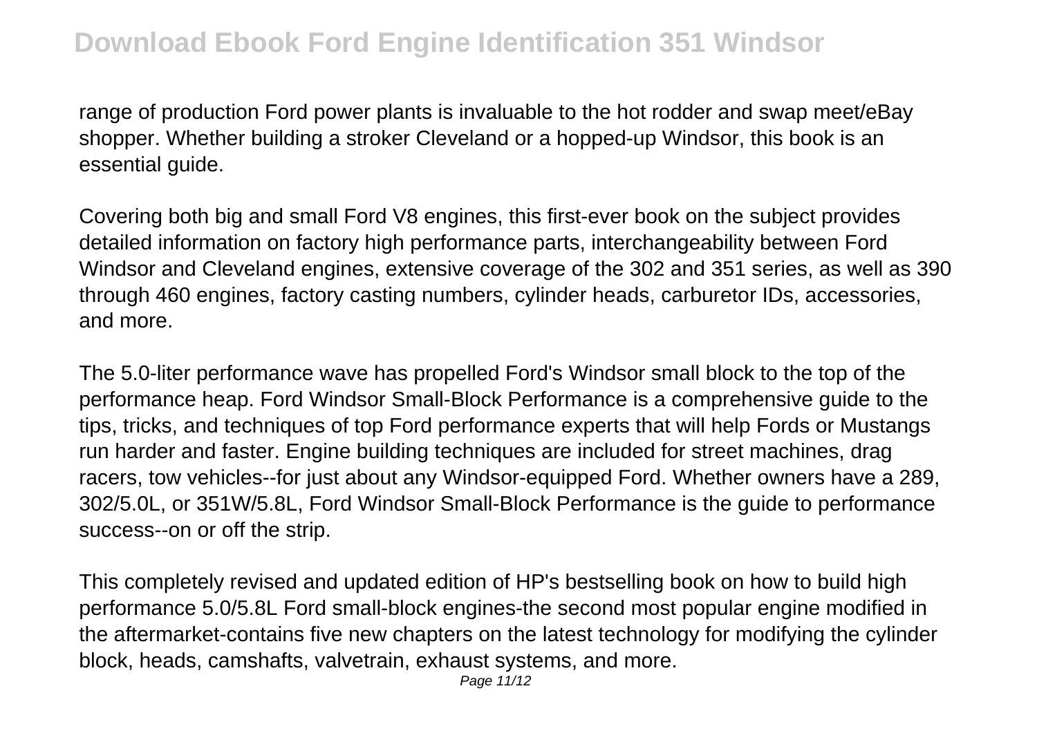range of production Ford power plants is invaluable to the hot rodder and swap meet/eBay shopper. Whether building a stroker Cleveland or a hopped-up Windsor, this book is an essential guide.

Covering both big and small Ford V8 engines, this first-ever book on the subject provides detailed information on factory high performance parts, interchangeability between Ford Windsor and Cleveland engines, extensive coverage of the 302 and 351 series, as well as 390 through 460 engines, factory casting numbers, cylinder heads, carburetor IDs, accessories, and more.

The 5.0-liter performance wave has propelled Ford's Windsor small block to the top of the performance heap. Ford Windsor Small-Block Performance is a comprehensive guide to the tips, tricks, and techniques of top Ford performance experts that will help Fords or Mustangs run harder and faster. Engine building techniques are included for street machines, drag racers, tow vehicles--for just about any Windsor-equipped Ford. Whether owners have a 289, 302/5.0L, or 351W/5.8L, Ford Windsor Small-Block Performance is the guide to performance success--on or off the strip.

This completely revised and updated edition of HP's bestselling book on how to build high performance 5.0/5.8L Ford small-block engines-the second most popular engine modified in the aftermarket-contains five new chapters on the latest technology for modifying the cylinder block, heads, camshafts, valvetrain, exhaust systems, and more.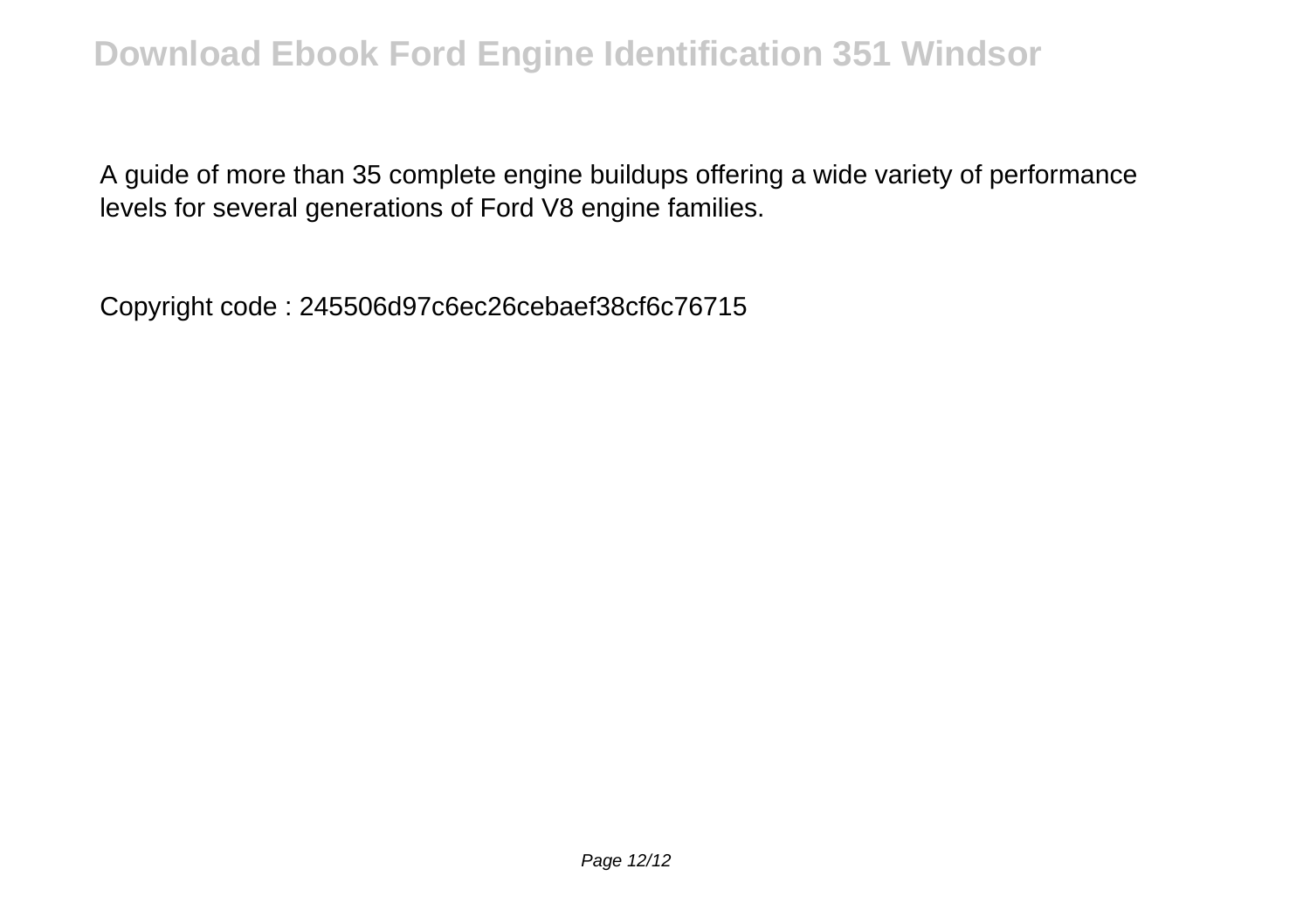A guide of more than 35 complete engine buildups offering a wide variety of performance levels for several generations of Ford V8 engine families.

Copyright code : 245506d97c6ec26cebaef38cf6c76715